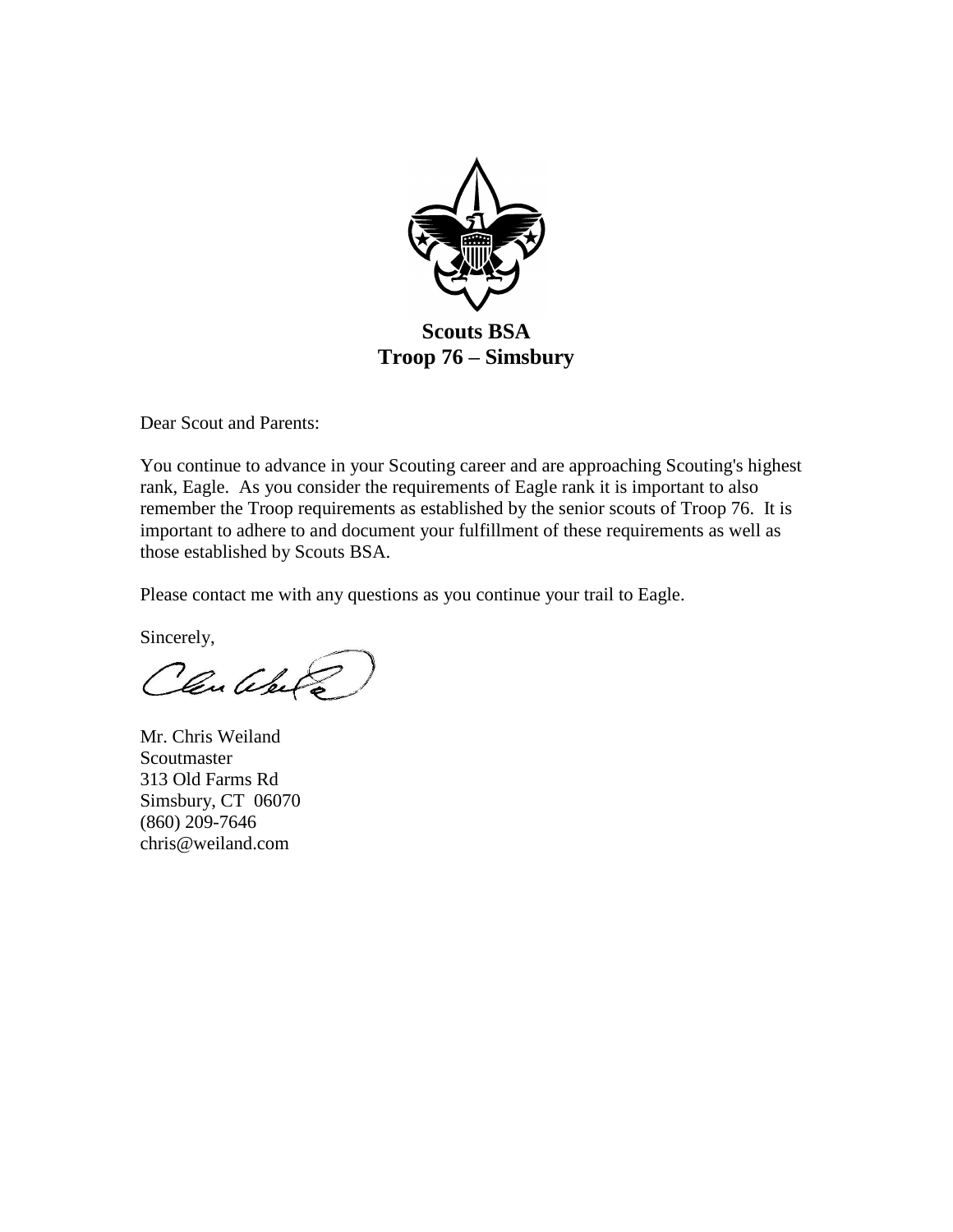**Scouts BSA**
**Troop 76 – Simsbury**

Dear Scout and Parents:

You continue to advance in your Scouting career and are approaching Scouting's highest rank, Eagle. As you consider the requirements of Eagle rank it is important to also remember the Troop requirements as established by the senior scouts of Troop 76. It is important to adhere to and document your fulfillment of these requirements as well as those established by Scouts BSA.

Please contact me with any questions as you continue your trail to Eagle.

Sincerely,

Mr. Chris Weiland
Scoutmaster
313 Old Farms Rd
Simsbury, CT 06070
(860) 209-7646
chris@weiland.com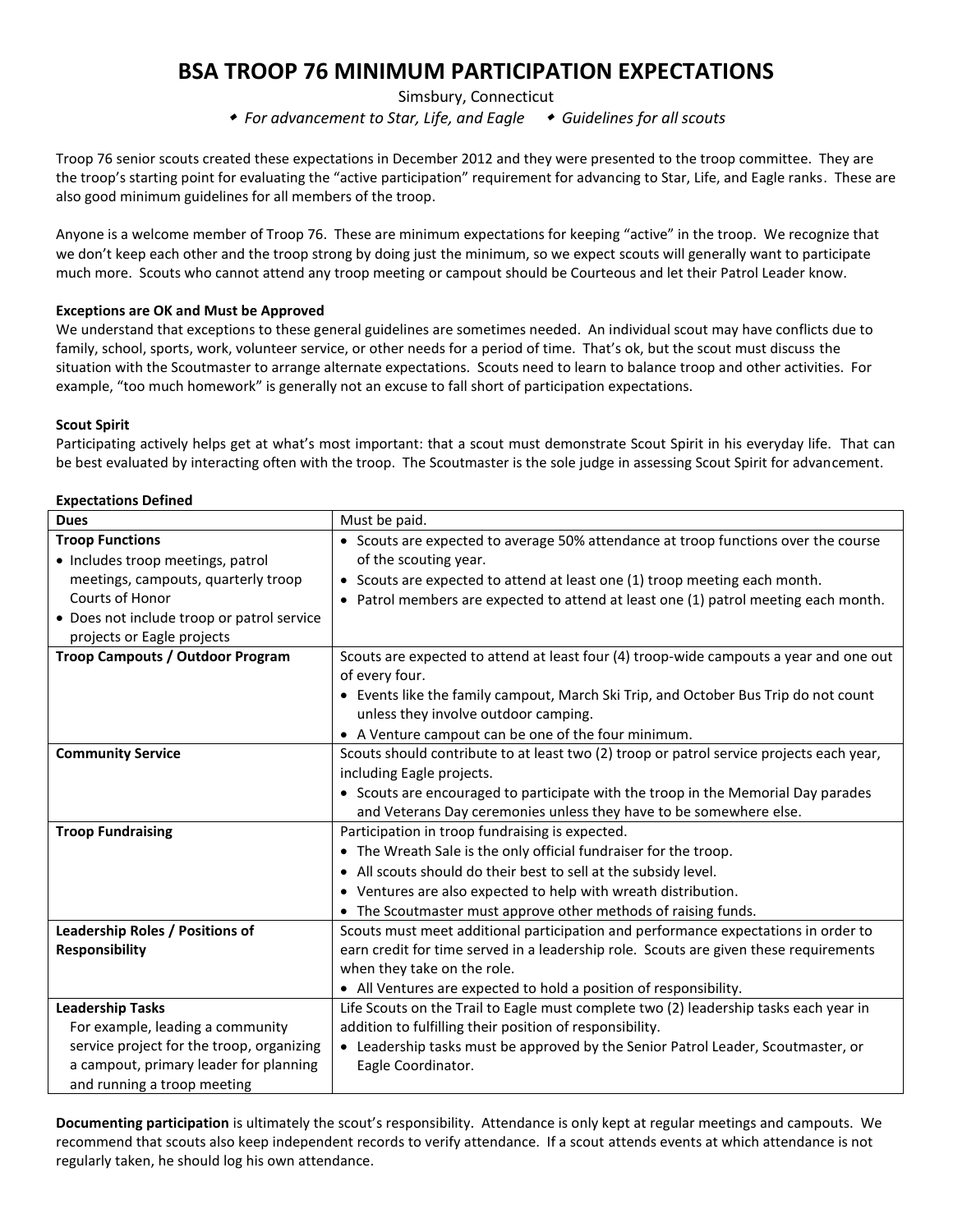# BSA TROOP 76 MINIMUM PARTICIPATION EXPECTATIONS

Simsbury, Connecticut

◆ *For advancement to Star, Life, and Eagle* ◆ *Guidelines for all scouts*

Troop 76 senior scouts created these expectations in December 2012 and they were presented to the troop committee. They are the troop's starting point for evaluating the "active participation" requirement for advancing to Star, Life, and Eagle ranks. These are also good minimum guidelines for all members of the troop.

Anyone is a welcome member of Troop 76. These are minimum expectations for keeping "active" in the troop. We recognize that we don't keep each other and the troop strong by doing just the minimum, so we expect scouts will generally want to participate much more. Scouts who cannot attend any troop meeting or campout should be Courteous and let their Patrol Leader know.

**Exceptions are OK and Must be Approved**

We understand that exceptions to these general guidelines are sometimes needed. An individual scout may have conflicts due to family, school, sports, work, volunteer service, or other needs for a period of time. That's ok, but the scout must discuss the situation with the Scoutmaster to arrange alternate expectations. Scouts need to learn to balance troop and other activities. For example, "too much homework" is generally not an excuse to fall short of participation expectations.

**Scout Spirit**

Participating actively helps get at what's most important: that a scout must demonstrate Scout Spirit in his everyday life. That can be best evaluated by interacting often with the troop. The Scoutmaster is the sole judge in assessing Scout Spirit for advancement.

**Expectations Defined**

| | |
|---|---|
| **Dues** | Must be paid. |
| **Troop Functions**<br>• Includes troop meetings, patrol meetings, campouts, quarterly troop Courts of Honor<br>• Does not include troop or patrol service projects or Eagle projects | • Scouts are expected to average 50% attendance at troop functions over the course of the scouting year.<br>• Scouts are expected to attend at least one (1) troop meeting each month.<br>• Patrol members are expected to attend at least one (1) patrol meeting each month. |
| **Troop Campouts / Outdoor Program** | Scouts are expected to attend at least four (4) troop-wide campouts a year and one out of every four.<br>• Events like the family campout, March Ski Trip, and October Bus Trip do not count unless they involve outdoor camping.<br>• A Venture campout can be one of the four minimum. |
| **Community Service** | Scouts should contribute to at least two (2) troop or patrol service projects each year, including Eagle projects.<br>• Scouts are encouraged to participate with the troop in the Memorial Day parades and Veterans Day ceremonies unless they have to be somewhere else. |
| **Troop Fundraising** | Participation in troop fundraising is expected.<br>• The Wreath Sale is the only official fundraiser for the troop.<br>• All scouts should do their best to sell at the subsidy level.<br>• Ventures are also expected to help with wreath distribution.<br>• The Scoutmaster must approve other methods of raising funds. |
| **Leadership Roles / Positions of Responsibility** | Scouts must meet additional participation and performance expectations in order to earn credit for time served in a leadership role. Scouts are given these requirements when they take on the role.<br>• All Ventures are expected to hold a position of responsibility. |
| **Leadership Tasks**<br>For example, leading a community service project for the troop, organizing a campout, primary leader for planning and running a troop meeting | Life Scouts on the Trail to Eagle must complete two (2) leadership tasks each year in addition to fulfilling their position of responsibility.<br>• Leadership tasks must be approved by the Senior Patrol Leader, Scoutmaster, or Eagle Coordinator. |

**Documenting participation** is ultimately the scout's responsibility. Attendance is only kept at regular meetings and campouts. We recommend that scouts also keep independent records to verify attendance. If a scout attends events at which attendance is not regularly taken, he should log his own attendance.